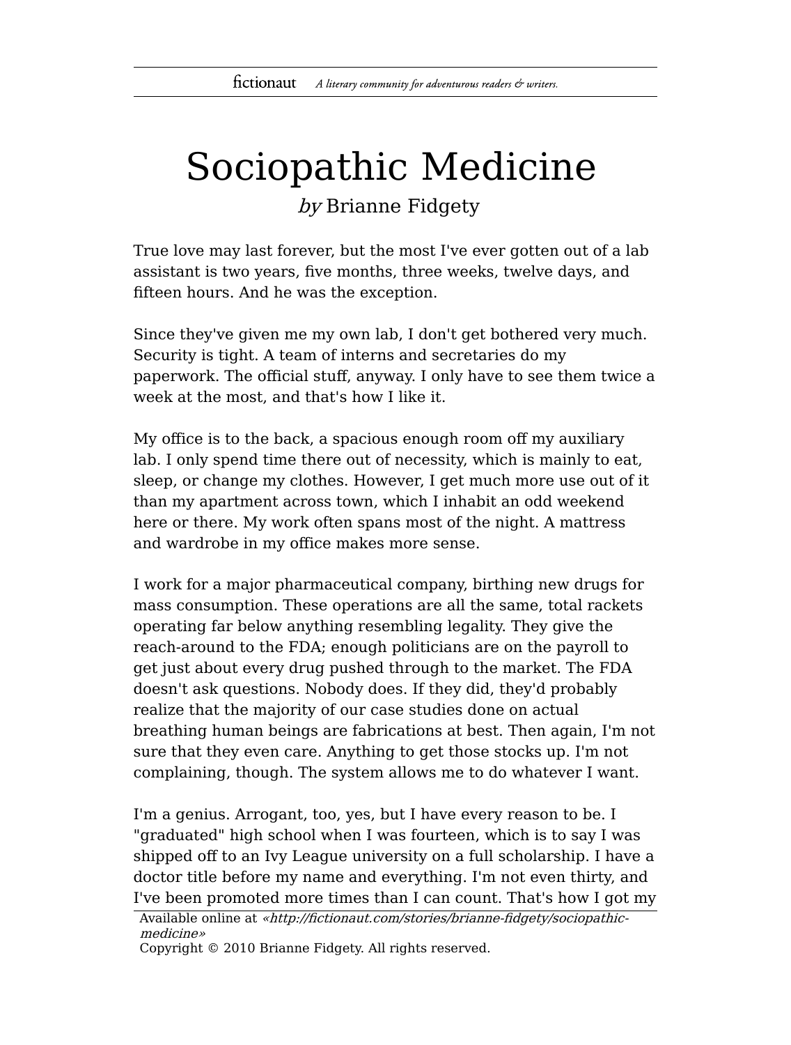# Sociopathic Medicine

*by* Brianne Fidgety

True love may last forever, but the most I've ever gotten out of a lab assistant is two years, five months, three weeks, twelve days, and fifteen hours. And he was the exception.

Since they've given me my own lab, I don't get bothered very much. Security is tight. A team of interns and secretaries do my paperwork. The official stuff, anyway. I only have to see them twice a week at the most, and that's how I like it.

My office is to the back, a spacious enough room off my auxiliary lab. I only spend time there out of necessity, which is mainly to eat, sleep, or change my clothes. However, I get much more use out of it than my apartment across town, which I inhabit an odd weekend here or there. My work often spans most of the night. A mattress and wardrobe in my office makes more sense.

I work for a major pharmaceutical company, birthing new drugs for mass consumption. These operations are all the same, total rackets operating far below anything resembling legality. They give the reach-around to the FDA; enough politicians are on the payroll to get just about every drug pushed through to the market. The FDA doesn't ask questions. Nobody does. If they did, they'd probably realize that the majority of our case studies done on actual breathing human beings are fabrications at best. Then again, I'm not sure that they even care. Anything to get those stocks up. I'm not complaining, though. The system allows me to do whatever I want.

I'm a genius. Arrogant, too, yes, but I have every reason to be. I "graduated" high school when I was fourteen, which is to say I was shipped off to an Ivy League university on a full scholarship. I have a doctor title before my name and everything. I'm not even thirty, and I've been promoted more times than I can count. That's how I got my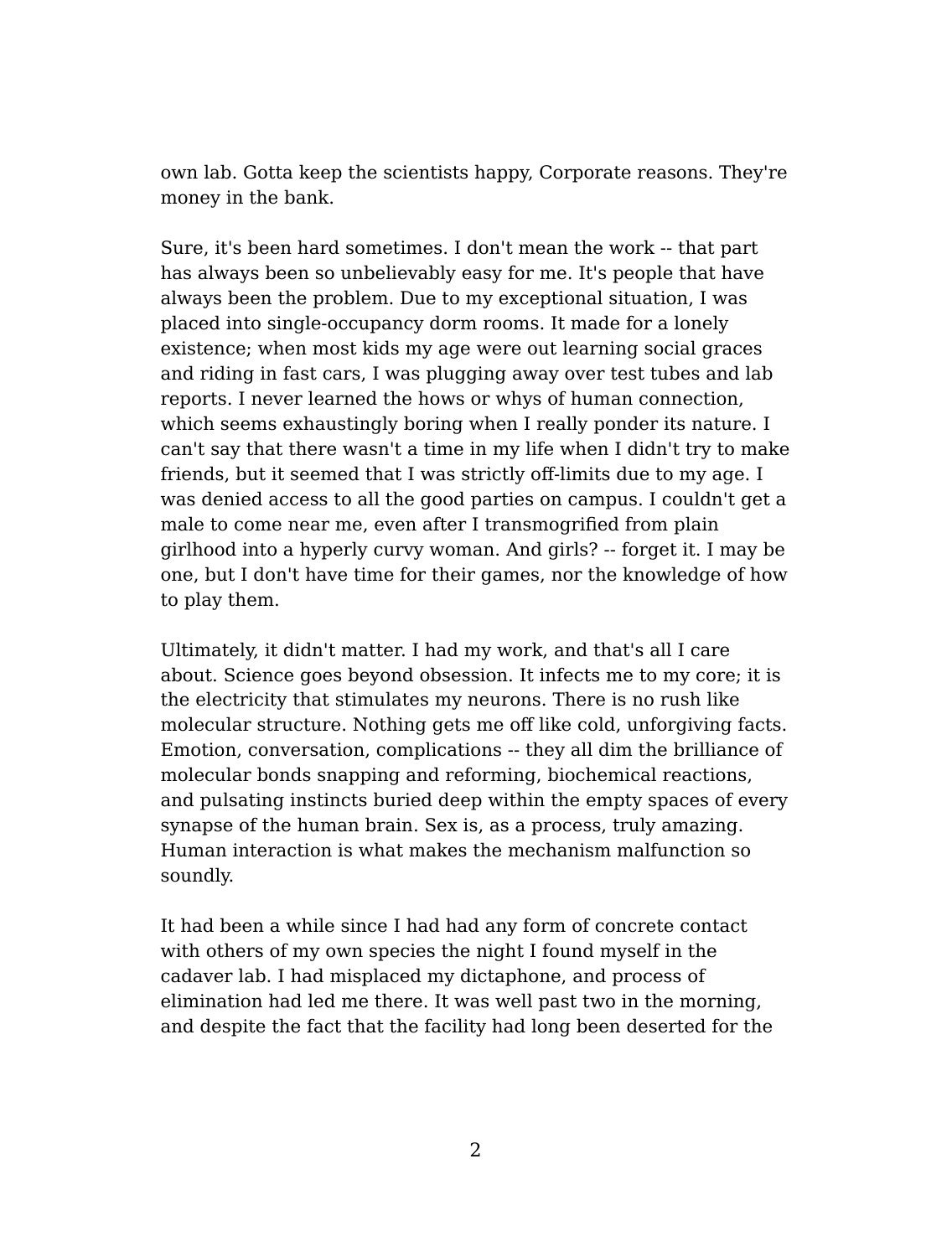own lab. Gotta keep the scientists happy, Corporate reasons. They're money in the bank.

Sure, it's been hard sometimes. I don't mean the work -- that part has always been so unbelievably easy for me. It's people that have always been the problem. Due to my exceptional situation, I was placed into single-occupancy dorm rooms. It made for a lonely existence; when most kids my age were out learning social graces and riding in fast cars, I was plugging away over test tubes and lab reports. I never learned the hows or whys of human connection, which seems exhaustingly boring when I really ponder its nature. I can't say that there wasn't a time in my life when I didn't try to make friends, but it seemed that I was strictly off-limits due to my age. I was denied access to all the good parties on campus. I couldn't get a male to come near me, even after I transmogrified from plain girlhood into a hyperly curvy woman. And girls? -- forget it. I may be one, but I don't have time for their games, nor the knowledge of how to play them.

Ultimately, it didn't matter. I had my work, and that's all I care about. Science goes beyond obsession. It infects me to my core; it is the electricity that stimulates my neurons. There is no rush like molecular structure. Nothing gets me off like cold, unforgiving facts. Emotion, conversation, complications -- they all dim the brilliance of molecular bonds snapping and reforming, biochemical reactions, and pulsating instincts buried deep within the empty spaces of every synapse of the human brain. Sex is, as a process, truly amazing. Human interaction is what makes the mechanism malfunction so soundly.

It had been a while since I had had any form of concrete contact with others of my own species the night I found myself in the cadaver lab. I had misplaced my dictaphone, and process of elimination had led me there. It was well past two in the morning, and despite the fact that the facility had long been deserted for the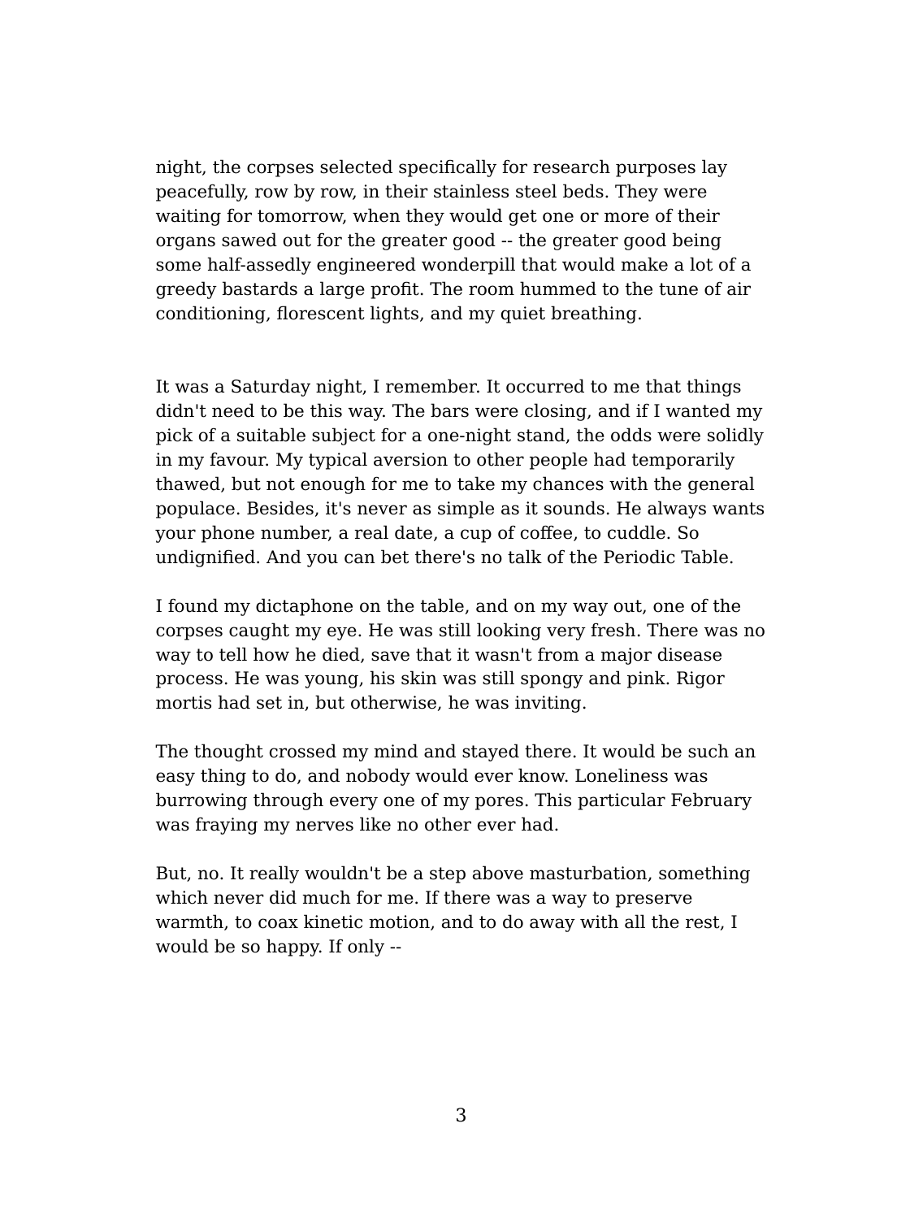night, the corpses selected specifically for research purposes lay peacefully, row by row, in their stainless steel beds. They were waiting for tomorrow, when they would get one or more of their organs sawed out for the greater good -- the greater good being some half-assedly engineered wonderpill that would make a lot of a greedy bastards a large profit. The room hummed to the tune of air conditioning, florescent lights, and my quiet breathing.

It was a Saturday night, I remember. It occurred to me that things didn't need to be this way. The bars were closing, and if I wanted my pick of a suitable subject for a one-night stand, the odds were solidly in my favour. My typical aversion to other people had temporarily thawed, but not enough for me to take my chances with the general populace. Besides, it's never as simple as it sounds. He always wants your phone number, a real date, a cup of coffee, to cuddle. So undignified. And you can bet there's no talk of the Periodic Table.

I found my dictaphone on the table, and on my way out, one of the corpses caught my eye. He was still looking very fresh. There was no way to tell how he died, save that it wasn't from a major disease process. He was young, his skin was still spongy and pink. Rigor mortis had set in, but otherwise, he was inviting.

The thought crossed my mind and stayed there. It would be such an easy thing to do, and nobody would ever know. Loneliness was burrowing through every one of my pores. This particular February was fraying my nerves like no other ever had.

But, no. It really wouldn't be a step above masturbation, something which never did much for me. If there was a way to preserve warmth, to coax kinetic motion, and to do away with all the rest, I would be so happy. If only --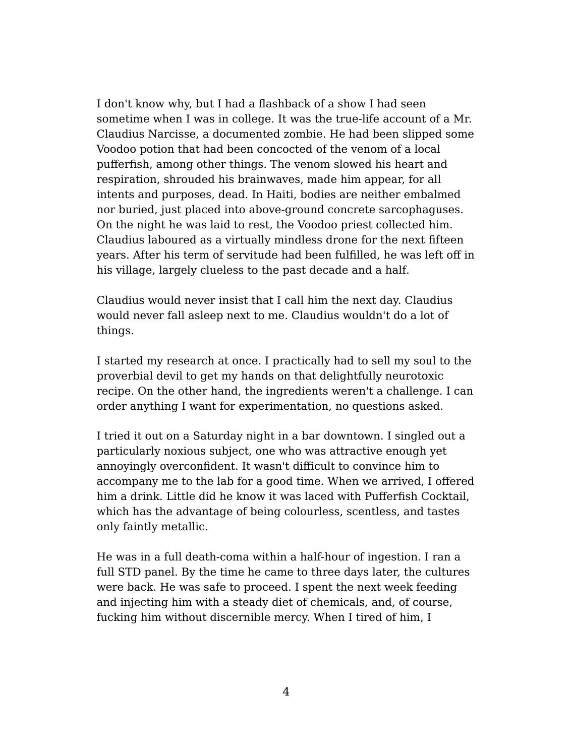I don't know why, but I had a flashback of a show I had seen sometime when I was in college. It was the true-life account of a Mr. Claudius Narcisse, a documented zombie. He had been slipped some Voodoo potion that had been concocted of the venom of a local pufferfish, among other things. The venom slowed his heart and respiration, shrouded his brainwaves, made him appear, for all intents and purposes, dead. In Haiti, bodies are neither embalmed nor buried, just placed into above-ground concrete sarcophaguses. On the night he was laid to rest, the Voodoo priest collected him. Claudius laboured as a virtually mindless drone for the next fifteen years. After his term of servitude had been fulfilled, he was left off in his village, largely clueless to the past decade and a half.

Claudius would never insist that I call him the next day. Claudius would never fall asleep next to me. Claudius wouldn't do a lot of things.

I started my research at once. I practically had to sell my soul to the proverbial devil to get my hands on that delightfully neurotoxic recipe. On the other hand, the ingredients weren't a challenge. I can order anything I want for experimentation, no questions asked.

I tried it out on a Saturday night in a bar downtown. I singled out a particularly noxious subject, one who was attractive enough yet annoyingly overconfident. It wasn't difficult to convince him to accompany me to the lab for a good time. When we arrived, I offered him a drink. Little did he know it was laced with Pufferfish Cocktail, which has the advantage of being colourless, scentless, and tastes only faintly metallic.

He was in a full death-coma within a half-hour of ingestion. I ran a full STD panel. By the time he came to three days later, the cultures were back. He was safe to proceed. I spent the next week feeding and injecting him with a steady diet of chemicals, and, of course, fucking him without discernible mercy. When I tired of him, I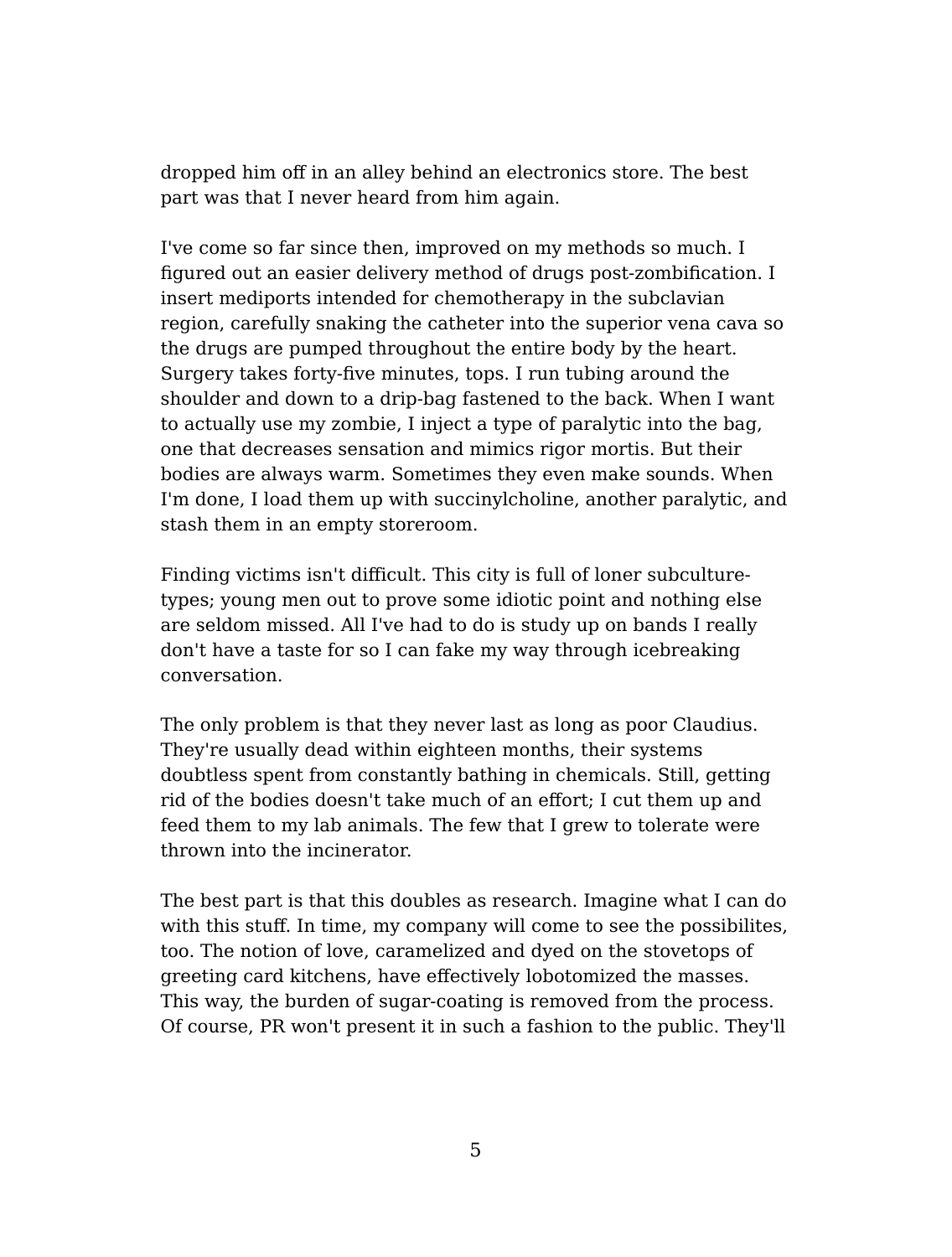dropped him off in an alley behind an electronics store. The best part was that I never heard from him again.

I've come so far since then, improved on my methods so much. I figured out an easier delivery method of drugs post-zombification. I insert mediports intended for chemotherapy in the subclavian region, carefully snaking the catheter into the superior vena cava so the drugs are pumped throughout the entire body by the heart. Surgery takes forty-five minutes, tops. I run tubing around the shoulder and down to a drip-bag fastened to the back. When I want to actually use my zombie, I inject a type of paralytic into the bag, one that decreases sensation and mimics rigor mortis. But their bodies are always warm. Sometimes they even make sounds. When I'm done, I load them up with succinylcholine, another paralytic, and stash them in an empty storeroom.

Finding victims isn't difficult. This city is full of loner subculture-types; young men out to prove some idiotic point and nothing else are seldom missed. All I've had to do is study up on bands I really don't have a taste for so I can fake my way through icebreaking conversation.

The only problem is that they never last as long as poor Claudius. They're usually dead within eighteen months, their systems doubtless spent from constantly bathing in chemicals. Still, getting rid of the bodies doesn't take much of an effort; I cut them up and feed them to my lab animals. The few that I grew to tolerate were thrown into the incinerator.

The best part is that this doubles as research. Imagine what I can do with this stuff. In time, my company will come to see the possibilites, too. The notion of love, caramelized and dyed on the stovetops of greeting card kitchens, have effectively lobotomized the masses. This way, the burden of sugar-coating is removed from the process. Of course, PR won't present it in such a fashion to the public. They'll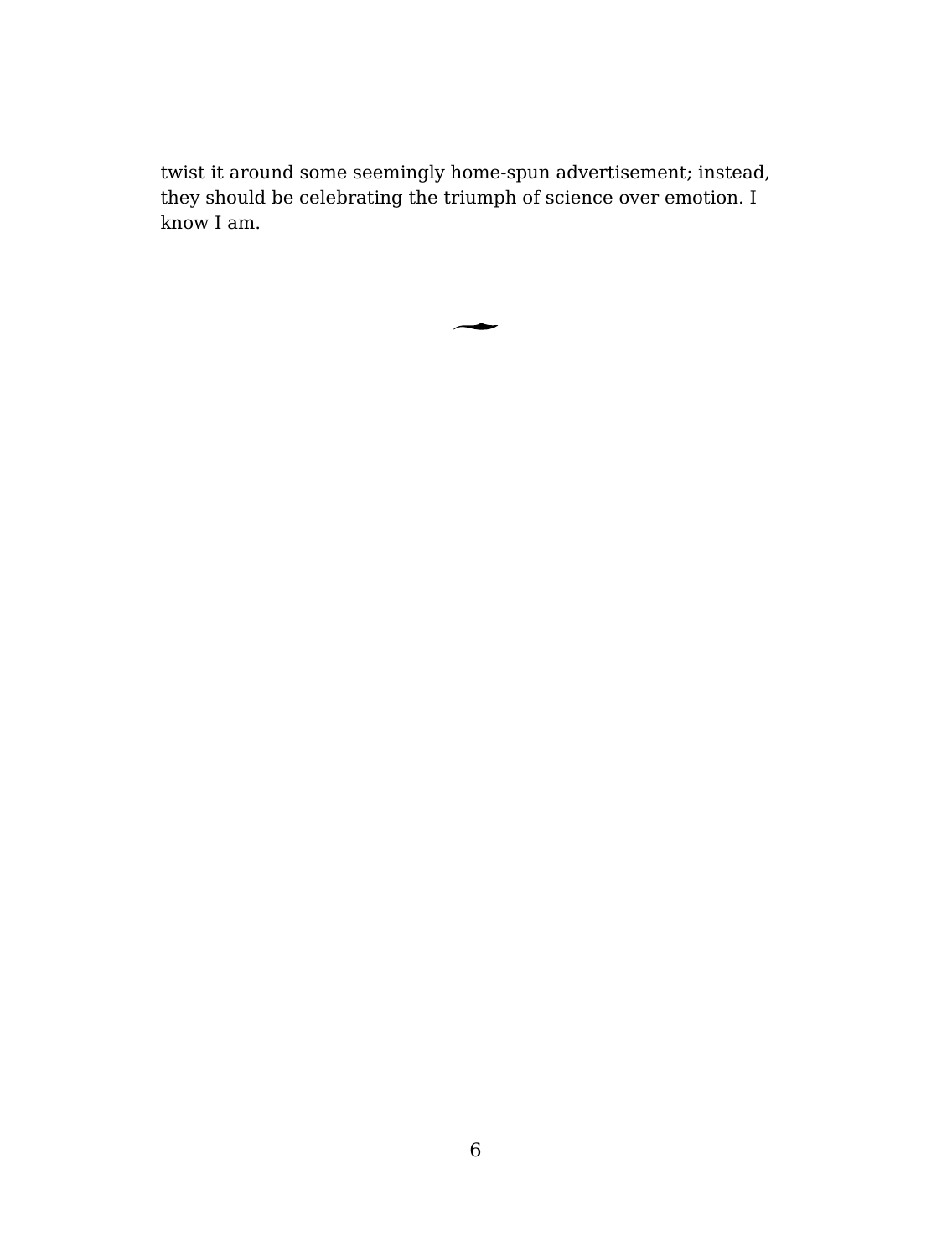twist it around some seemingly home-spun advertisement; instead, they should be celebrating the triumph of science over emotion. I know I am.